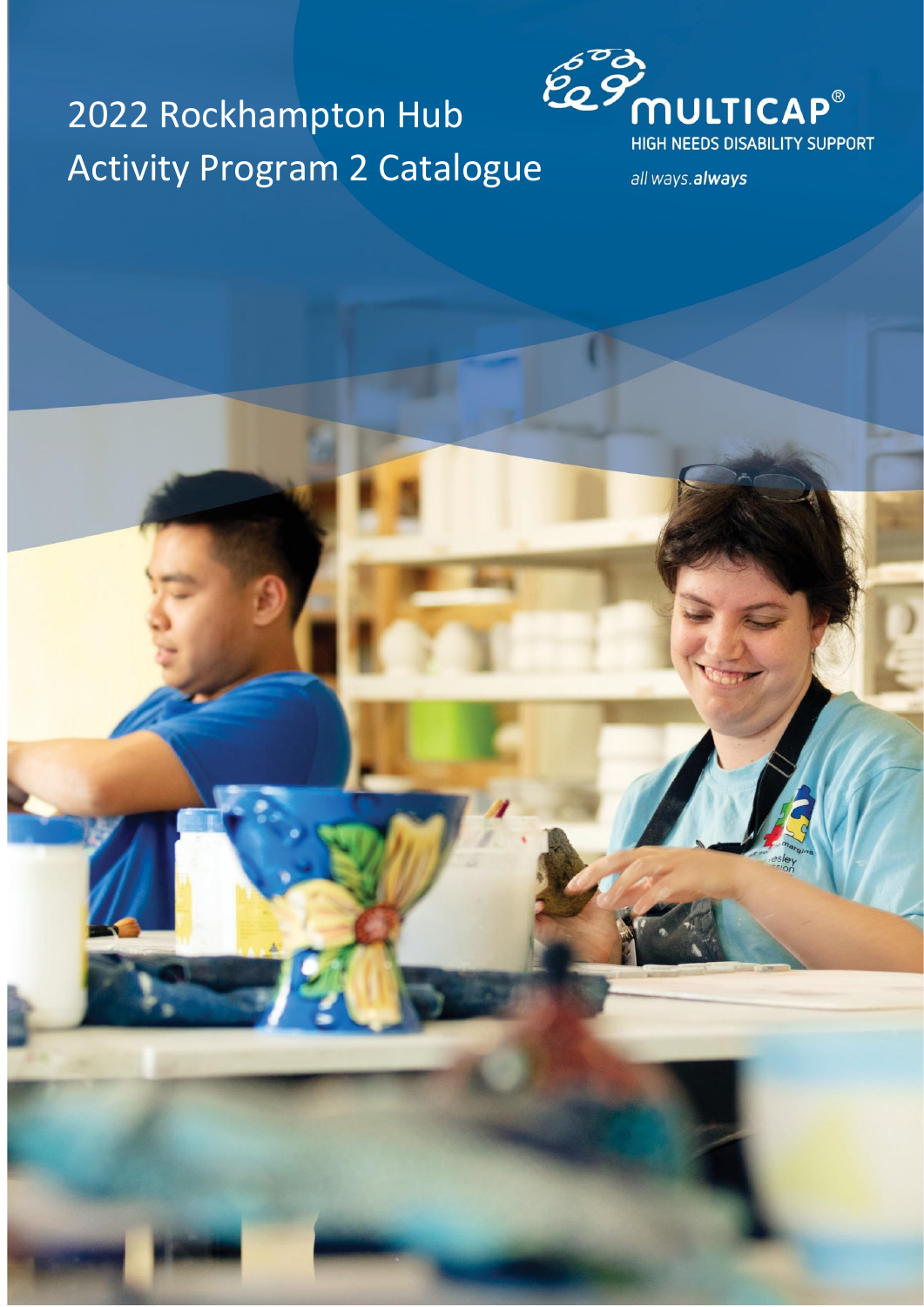# 2022 Rockhampton Hub Activity Program 2 Catalogue

MULTICAP®

HIGH NEEDS DISABILITY SUPPORT

*all ways.**always***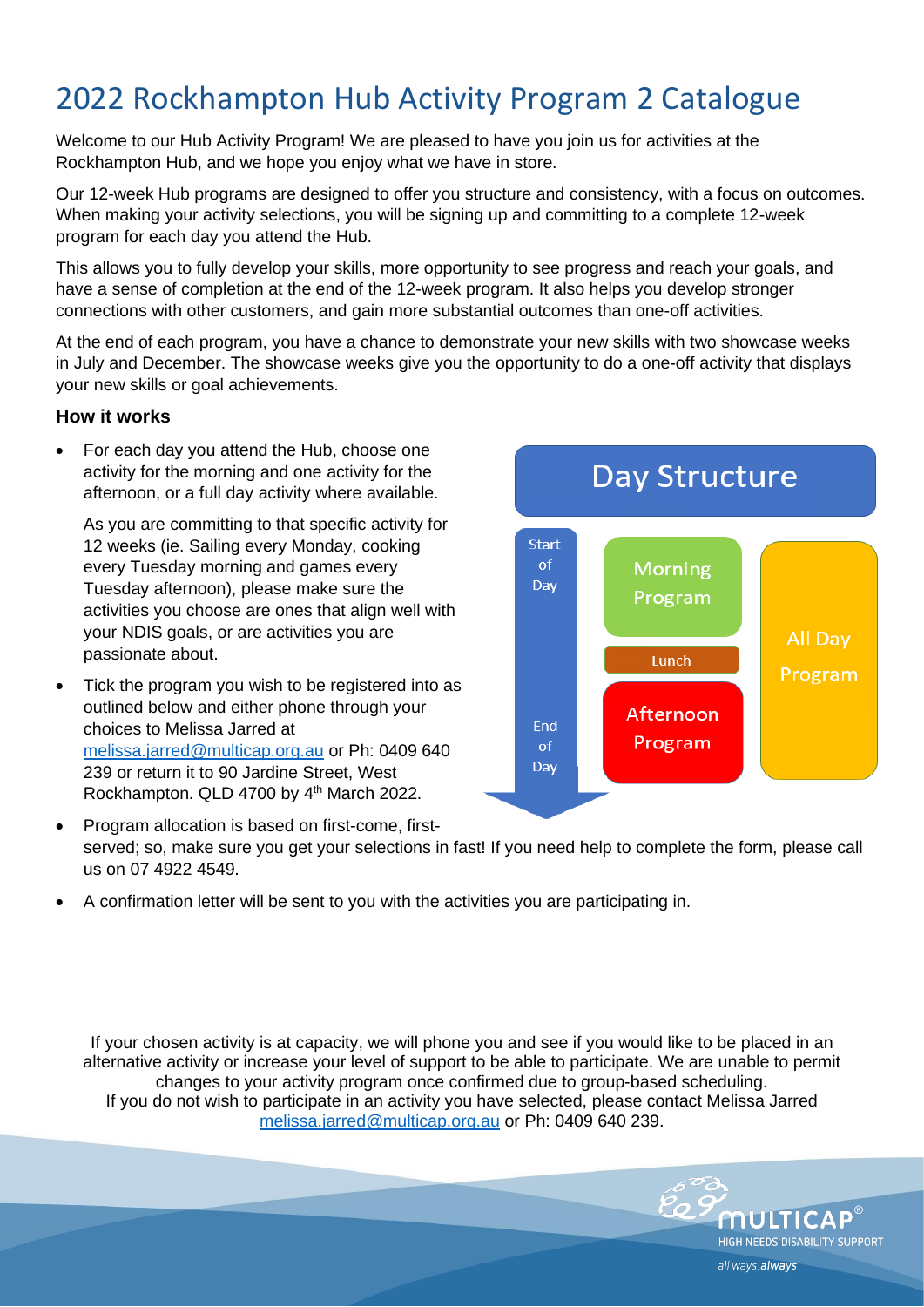# 2022 Rockhampton Hub Activity Program 2 Catalogue

Welcome to our Hub Activity Program! We are pleased to have you join us for activities at the Rockhampton Hub, and we hope you enjoy what we have in store.

Our 12-week Hub programs are designed to offer you structure and consistency, with a focus on outcomes. When making your activity selections, you will be signing up and committing to a complete 12-week program for each day you attend the Hub.

This allows you to fully develop your skills, more opportunity to see progress and reach your goals, and have a sense of completion at the end of the 12-week program. It also helps you develop stronger connections with other customers, and gain more substantial outcomes than one-off activities.

At the end of each program, you have a chance to demonstrate your new skills with two showcase weeks in July and December. The showcase weeks give you the opportunity to do a one-off activity that displays your new skills or goal achievements.

### How it works

- For each day you attend the Hub, choose one activity for the morning and one activity for the afternoon, or a full day activity where available.

  As you are committing to that specific activity for 12 weeks (ie. Sailing every Monday, cooking every Tuesday morning and games every Tuesday afternoon), please make sure the activities you choose are ones that align well with your NDIS goals, or are activities you are passionate about.

- Tick the program you wish to be registered into as outlined below and either phone through your choices to Melissa Jarred at melissa.jarred@multicap.org.au or Ph: 0409 640 239 or return it to 90 Jardine Street, West Rockhampton. QLD 4700 by 4th March 2022.
- Program allocation is based on first-come, first-served; so, make sure you get your selections in fast! If you need help to complete the form, please call us on 07 4922 4549.
- A confirmation letter will be sent to you with the activities you are participating in.

**Day Structure**

- Start of Day
- Morning Program
- Lunch
- Afternoon Program
- End of Day
- All Day Program

If your chosen activity is at capacity, we will phone you and see if you would like to be placed in an alternative activity or increase your level of support to be able to participate. We are unable to permit changes to your activity program once confirmed due to group-based scheduling.
If you do not wish to participate in an activity you have selected, please contact Melissa Jarred melissa.jarred@multicap.org.au or Ph: 0409 640 239.

MULTICAP® HIGH NEEDS DISABILITY SUPPORT
all ways. always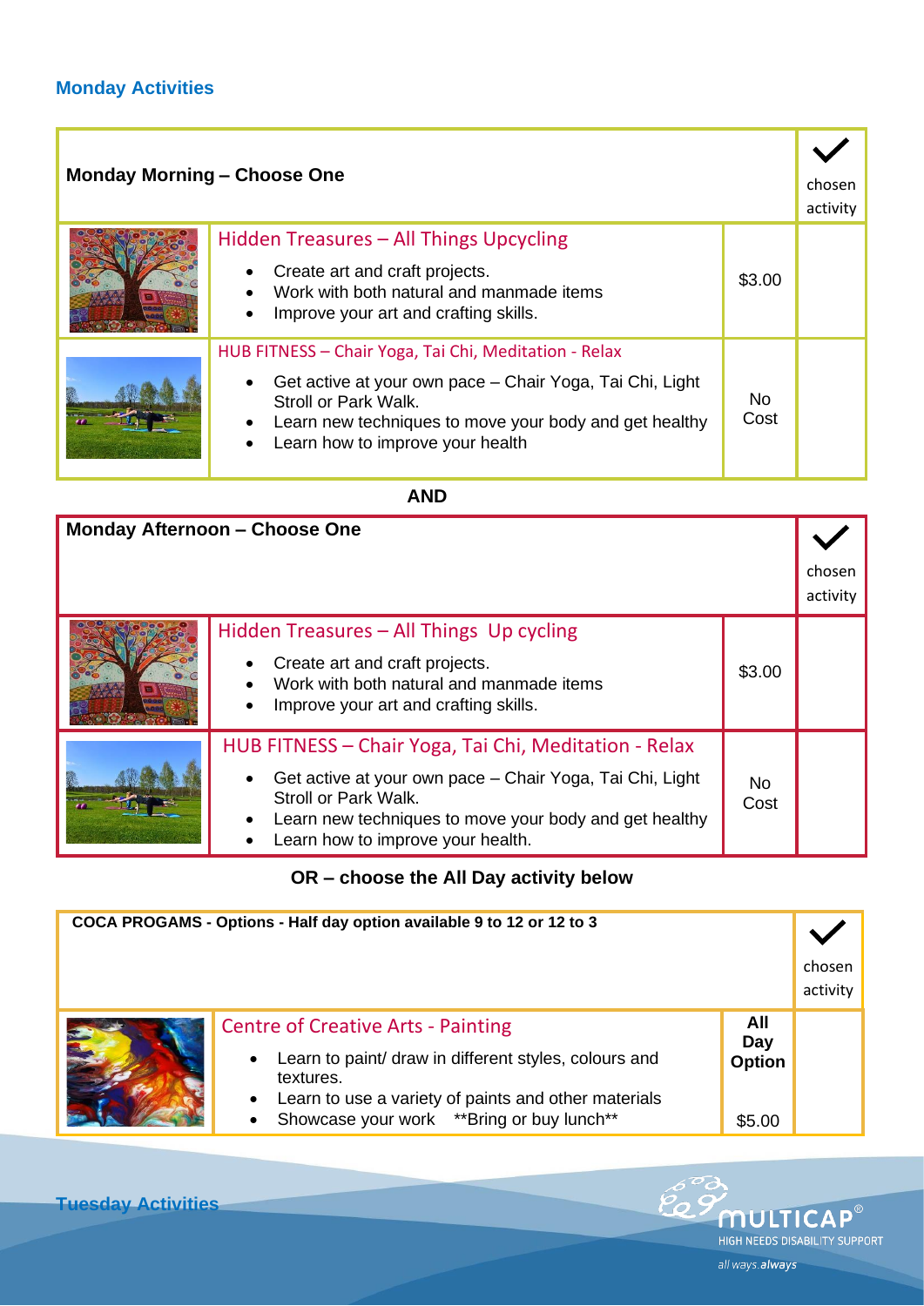## Monday Activities

| Monday Morning – Choose One | | | ✓ chosen activity |
|---|---|---|---|
| | **Hidden Treasures – All Things Upcycling**<br>• Create art and craft projects.<br>• Work with both natural and manmade items<br>• Improve your art and crafting skills. | $3.00 | |
| | **HUB FITNESS – Chair Yoga, Tai Chi, Meditation - Relax**<br>• Get active at your own pace – Chair Yoga, Tai Chi, Light Stroll or Park Walk.<br>• Learn new techniques to move your body and get healthy<br>• Learn how to improve your health | No Cost | |

**AND**

| Monday Afternoon – Choose One | | | ✓ chosen activity |
|---|---|---|---|
| | **Hidden Treasures – All Things Up cycling**<br>• Create art and craft projects.<br>• Work with both natural and manmade items<br>• Improve your art and crafting skills. | $3.00 | |
| | **HUB FITNESS – Chair Yoga, Tai Chi, Meditation - Relax**<br>• Get active at your own pace – Chair Yoga, Tai Chi, Light Stroll or Park Walk.<br>• Learn new techniques to move your body and get healthy<br>• Learn how to improve your health. | No Cost | |

**OR – choose the All Day activity below**

| COCA PROGAMS - Options - Half day option available 9 to 12 or 12 to 3 | | | ✓ chosen activity |
|---|---|---|---|
| | **Centre of Creative Arts - Painting**<br>• Learn to paint/ draw in different styles, colours and textures.<br>• Learn to use a variety of paints and other materials<br>• Showcase your work **Bring or buy lunch** | **All Day Option**<br>$5.00 | |

## Tuesday Activities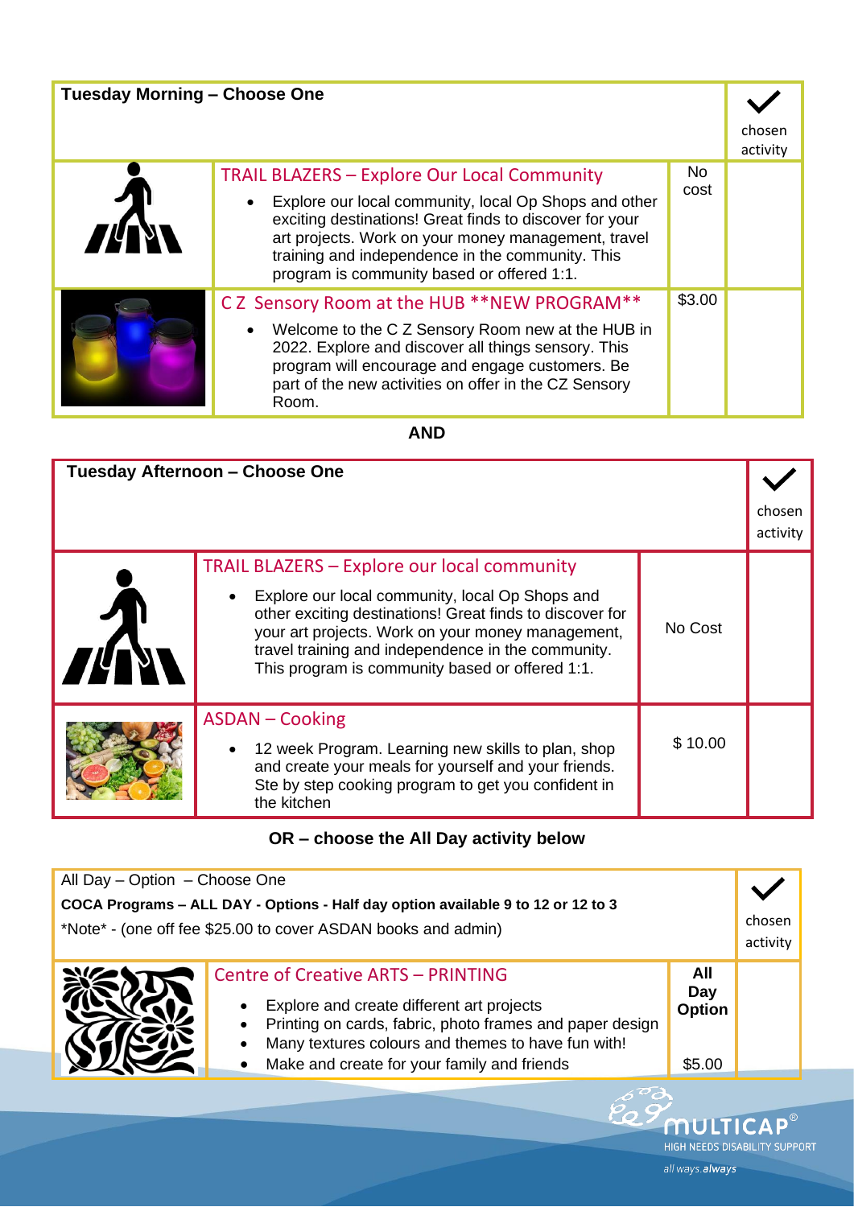| Tuesday Morning – Choose One | | | ✓ chosen activity |
|---|---|---|---|
| | **TRAIL BLAZERS – Explore Our Local Community**<br>• Explore our local community, local Op Shops and other exciting destinations! Great finds to discover for your art projects. Work on your money management, travel training and independence in the community. This program is community based or offered 1:1. | No cost | |
| | **C Z Sensory Room at the HUB **NEW PROGRAM****<br>• Welcome to the C Z Sensory Room new at the HUB in 2022. Explore and discover all things sensory. This program will encourage and engage customers. Be part of the new activities on offer in the CZ Sensory Room. | $3.00 | |

**AND**

| Tuesday Afternoon – Choose One | | | ✓ chosen activity |
|---|---|---|---|
| | **TRAIL BLAZERS – Explore our local community**<br>• Explore our local community, local Op Shops and other exciting destinations! Great finds to discover for your art projects. Work on your money management, travel training and independence in the community. This program is community based or offered 1:1. | No Cost | |
| | **ASDAN – Cooking**<br>• 12 week Program. Learning new skills to plan, shop and create your meals for yourself and your friends. Ste by step cooking program to get you confident in the kitchen | $ 10.00 | |

**OR – choose the All Day activity below**

| All Day – Option – Choose One<br>**COCA Programs – ALL DAY - Options - Half day option available 9 to 12 or 12 to 3**<br>*Note* - (one off fee $25.00 to cover ASDAN books and admin) | | | ✓ chosen activity |
|---|---|---|---|
| | **Centre of Creative ARTS – PRINTING**<br>• Explore and create different art projects<br>• Printing on cards, fabric, photo frames and paper design<br>• Many textures colours and themes to have fun with!<br>• Make and create for your family and friends | **All Day Option**<br>$5.00 | |

MULTICAP® HIGH NEEDS DISABILITY SUPPORT

all ways.*always*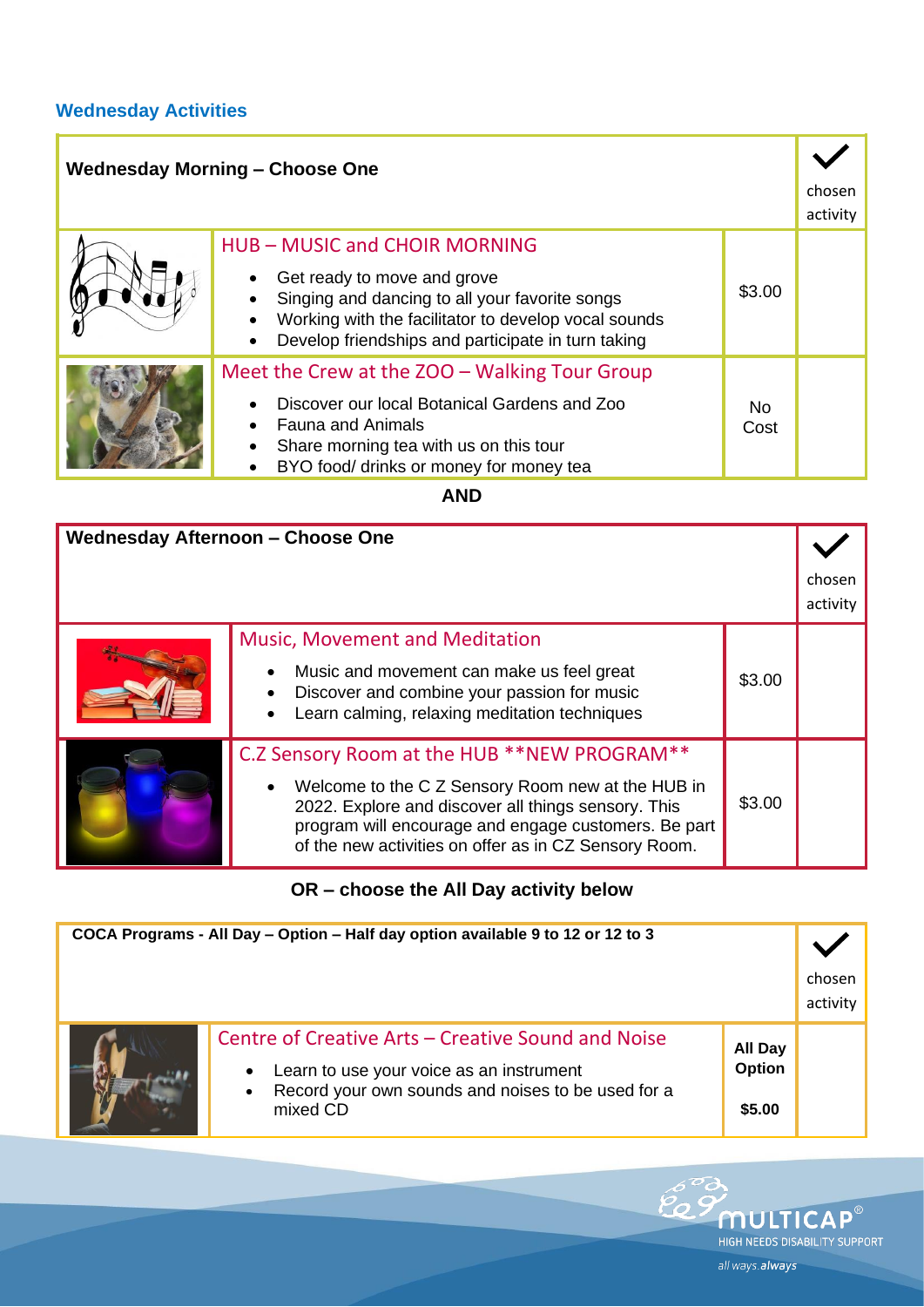## Wednesday Activities

| Wednesday Morning – Choose One | | | ✓ chosen activity |
|---|---|---|---|
| | **HUB – MUSIC and CHOIR MORNING**<br>• Get ready to move and grove<br>• Singing and dancing to all your favorite songs<br>• Working with the facilitator to develop vocal sounds<br>• Develop friendships and participate in turn taking | $3.00 | |
| | **Meet the Crew at the ZOO – Walking Tour Group**<br>• Discover our local Botanical Gardens and Zoo<br>• Fauna and Animals<br>• Share morning tea with us on this tour<br>• BYO food/ drinks or money for money tea | No Cost | |

**AND**

| Wednesday Afternoon – Choose One | | | ✓ chosen activity |
|---|---|---|---|
| | **Music, Movement and Meditation**<br>• Music and movement can make us feel great<br>• Discover and combine your passion for music<br>• Learn calming, relaxing meditation techniques | $3.00 | |
| | **C.Z Sensory Room at the HUB **NEW PROGRAM****<br>• Welcome to the C Z Sensory Room new at the HUB in 2022. Explore and discover all things sensory. This program will encourage and engage customers. Be part of the new activities on offer as in CZ Sensory Room. | $3.00 | |

**OR – choose the All Day activity below**

| COCA Programs - All Day – Option – Half day option available 9 to 12 or 12 to 3 | | | ✓ chosen activity |
|---|---|---|---|
| | **Centre of Creative Arts – Creative Sound and Noise**<br>• Learn to use your voice as an instrument<br>• Record your own sounds and noises to be used for a mixed CD | **All Day Option**<br>**$5.00** | |

MULTICAP® HIGH NEEDS DISABILITY SUPPORT

all ways.*always*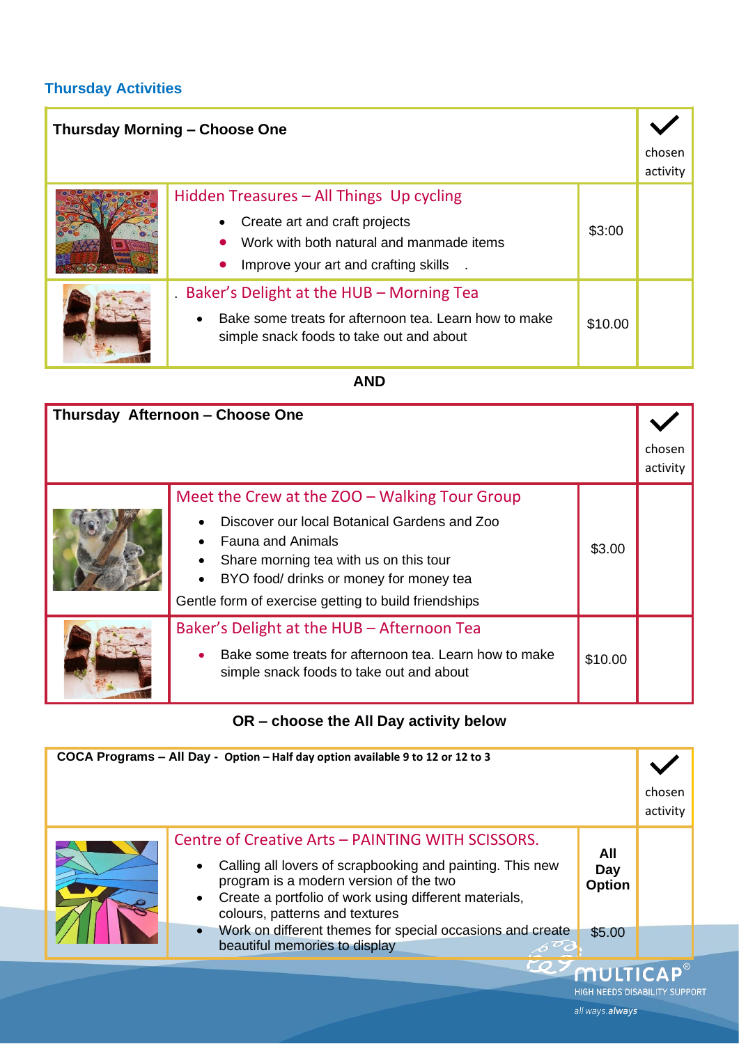## Thursday Activities

| Thursday Morning – Choose One | | | ✓ chosen activity |
|---|---|---|---|
| | **Hidden Treasures – All Things Up cycling**<br>• Create art and craft projects<br>• Work with both natural and manmade items<br>• Improve your art and crafting skills . | $3:00 | |
| | . **Baker's Delight at the HUB – Morning Tea**<br>• Bake some treats for afternoon tea. Learn how to make simple snack foods to take out and about | $10.00 | |

**AND**

| Thursday Afternoon – Choose One | | | ✓ chosen activity |
|---|---|---|---|
| | **Meet the Crew at the ZOO – Walking Tour Group**<br>• Discover our local Botanical Gardens and Zoo<br>• Fauna and Animals<br>• Share morning tea with us on this tour<br>• BYO food/ drinks or money for money tea<br>Gentle form of exercise getting to build friendships | $3.00 | |
| | **Baker's Delight at the HUB – Afternoon Tea**<br>• Bake some treats for afternoon tea. Learn how to make simple snack foods to take out and about | $10.00 | |

**OR – choose the All Day activity below**

| COCA Programs – All Day - Option – Half day option available 9 to 12 or 12 to 3 | | | ✓ chosen activity |
|---|---|---|---|
| | **Centre of Creative Arts – PAINTING WITH SCISSORS.**<br>• Calling all lovers of scrapbooking and painting. This new program is a modern version of the two<br>• Create a portfolio of work using different materials, colours, patterns and textures<br>• Work on different themes for special occasions and create beautiful memories to display | **All Day Option**<br>$5.00 | |

MULTICAP® HIGH NEEDS DISABILITY SUPPORT

*all ways.always*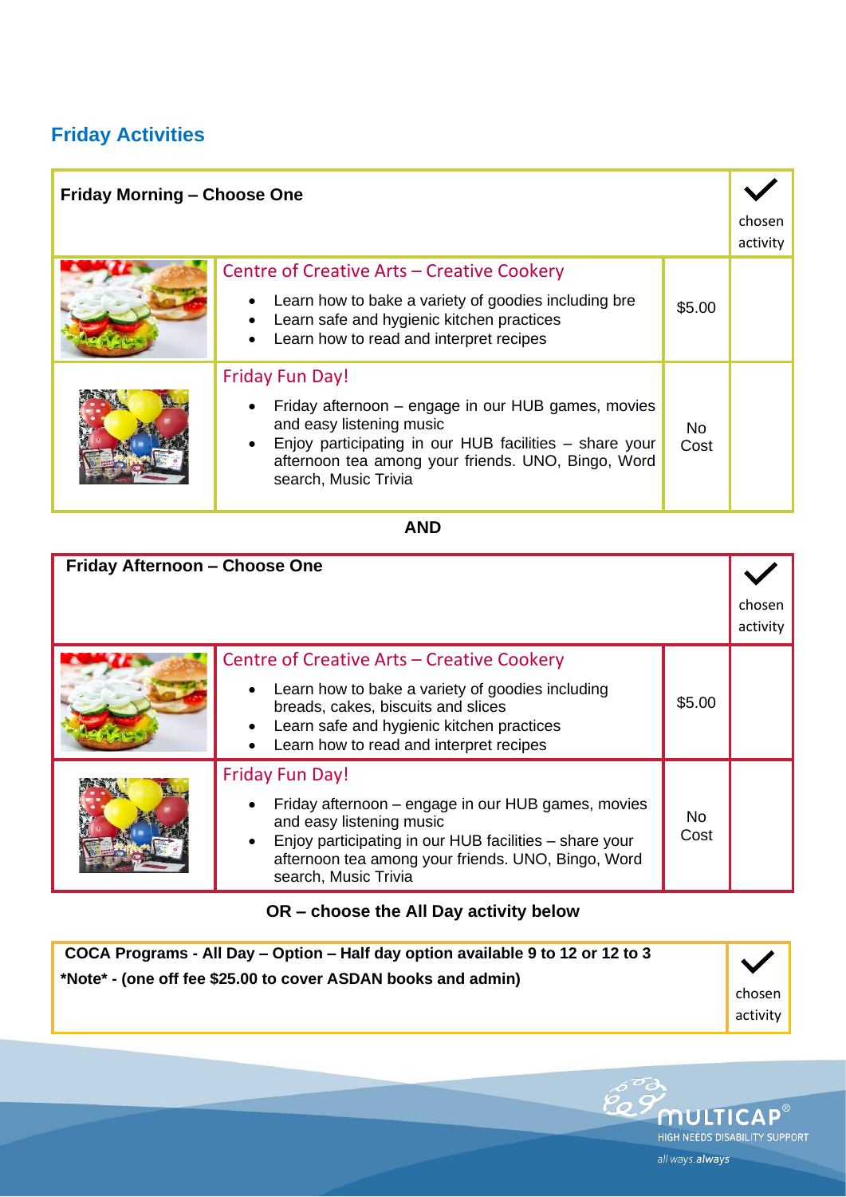## Friday Activities

| Friday Morning – Choose One | | | ✓ chosen activity |
|---|---|---|---|
| | **Centre of Creative Arts – Creative Cookery**<br>• Learn how to bake a variety of goodies including bre<br>• Learn safe and hygienic kitchen practices<br>• Learn how to read and interpret recipes | $5.00 | |
| | **Friday Fun Day!**<br>• Friday afternoon – engage in our HUB games, movies and easy listening music<br>• Enjoy participating in our HUB facilities – share your afternoon tea among your friends. UNO, Bingo, Word search, Music Trivia | No Cost | |

**AND**

| Friday Afternoon – Choose One | | | ✓ chosen activity |
|---|---|---|---|
| | **Centre of Creative Arts – Creative Cookery**<br>• Learn how to bake a variety of goodies including breads, cakes, biscuits and slices<br>• Learn safe and hygienic kitchen practices<br>• Learn how to read and interpret recipes | $5.00 | |
| | **Friday Fun Day!**<br>• Friday afternoon – engage in our HUB games, movies and easy listening music<br>• Enjoy participating in our HUB facilities – share your afternoon tea among your friends. UNO, Bingo, Word search, Music Trivia | No Cost | |

**OR – choose the All Day activity below**

| COCA Programs - All Day – Option – Half day option available 9 to 12 or 12 to 3<br>*Note* - (one off fee $25.00 to cover ASDAN books and admin) | ✓ chosen activity |
|---|---|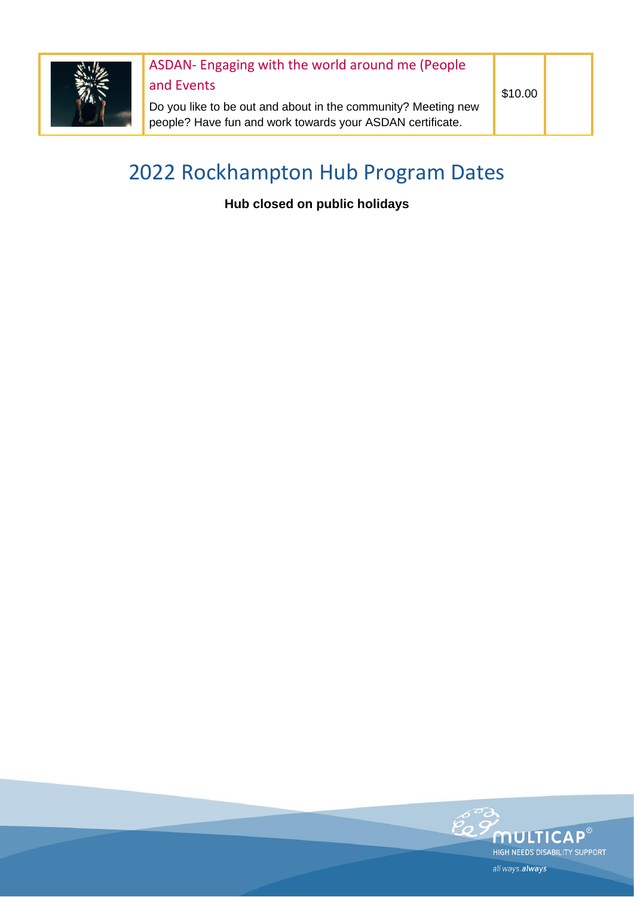| | ASDAN- Engaging with the world around me (People and Events<br>Do you like to be out and about in the community? Meeting new people? Have fun and work towards your ASDAN certificate. | $10.00 | |
|---|---|---|---|

# 2022 Rockhampton Hub Program Dates

**Hub closed on public holidays**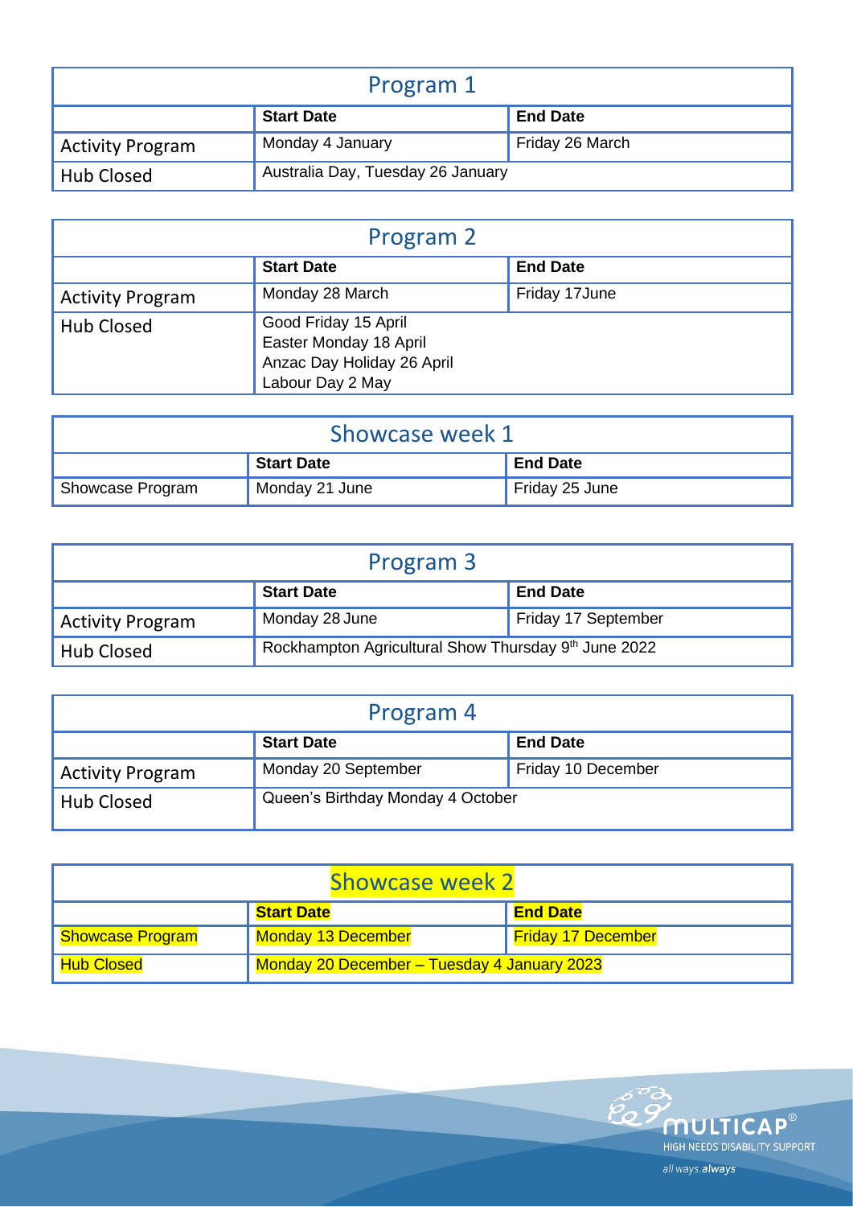| Program 1 | | |
|---|---|---|
| | **Start Date** | **End Date** |
| Activity Program | Monday 4 January | Friday 26 March |
| Hub Closed | Australia Day, Tuesday 26 January | |

| Program 2 | | |
|---|---|---|
| | **Start Date** | **End Date** |
| Activity Program | Monday 28 March | Friday 17June |
| Hub Closed | Good Friday 15 April<br>Easter Monday 18 April<br>Anzac Day Holiday 26 April<br>Labour Day 2 May | |

| Showcase week 1 | | |
|---|---|---|
| | **Start Date** | **End Date** |
| Showcase Program | Monday 21 June | Friday 25 June |

| Program 3 | | |
|---|---|---|
| | **Start Date** | **End Date** |
| Activity Program | Monday 28 June | Friday 17 September |
| Hub Closed | Rockhampton Agricultural Show Thursday 9th June 2022 | |

| Program 4 | | |
|---|---|---|
| | **Start Date** | **End Date** |
| Activity Program | Monday 20 September | Friday 10 December |
| Hub Closed | Queen's Birthday Monday 4 October | |

| Showcase week 2 | | |
|---|---|---|
| | **Start Date** | **End Date** |
| Showcase Program | Monday 13 December | Friday 17 December |
| Hub Closed | Monday 20 December – Tuesday 4 January 2023 | |

MULTICAP®
HIGH NEEDS DISABILITY SUPPORT
all ways.*always*